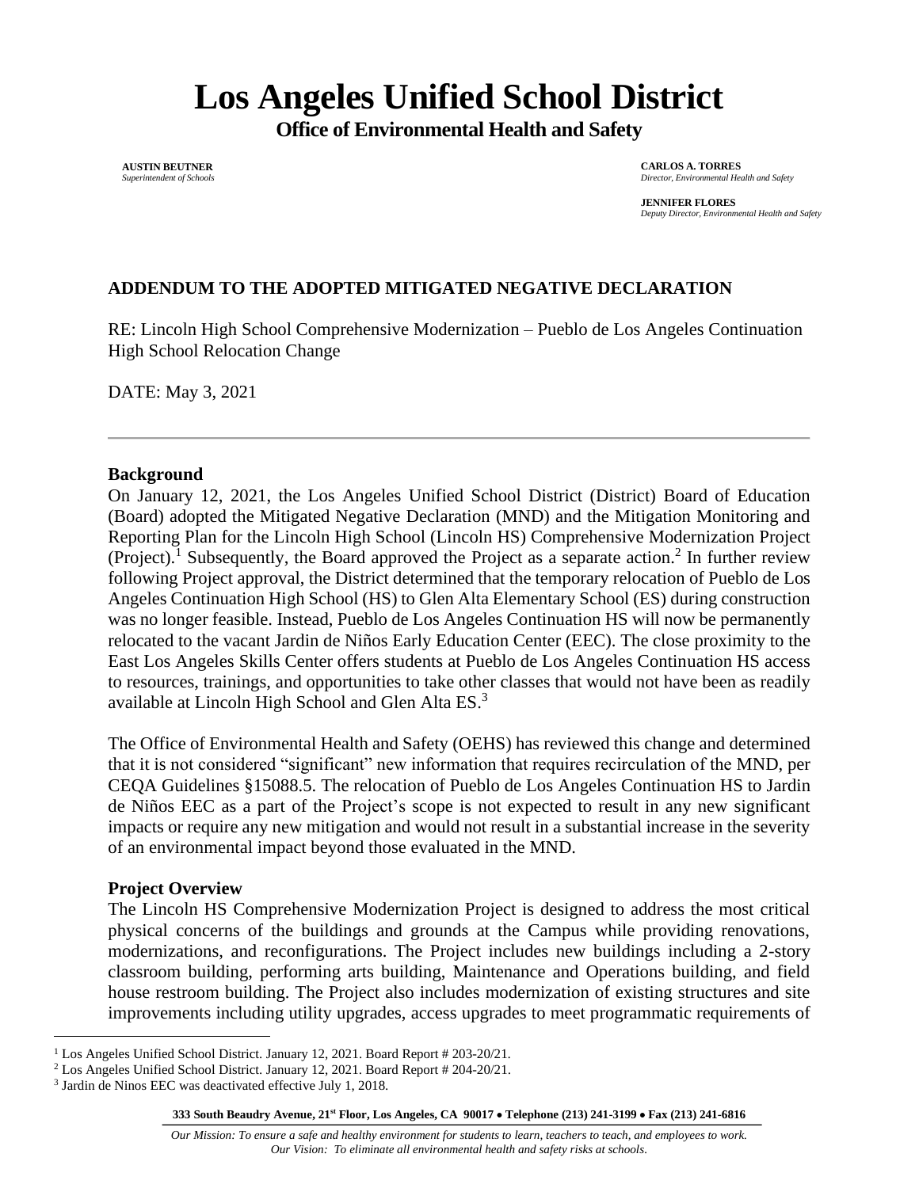# Los Angeles Unified School District

**Office of Environmental Health and Safety**

**AUSTIN BEUTNER**
*Superintendent of Schools*

**CARLOS A. TORRES**
*Director, Environmental Health and Safety*

**JENNIFER FLORES**
*Deputy Director, Environmental Health and Safety*

## ADDENDUM TO THE ADOPTED MITIGATED NEGATIVE DECLARATION

RE: Lincoln High School Comprehensive Modernization – Pueblo de Los Angeles Continuation High School Relocation Change

DATE: May 3, 2021

---

### Background

On January 12, 2021, the Los Angeles Unified School District (District) Board of Education (Board) adopted the Mitigated Negative Declaration (MND) and the Mitigation Monitoring and Reporting Plan for the Lincoln High School (Lincoln HS) Comprehensive Modernization Project (Project).[1] Subsequently, the Board approved the Project as a separate action.[2] In further review following Project approval, the District determined that the temporary relocation of Pueblo de Los Angeles Continuation High School (HS) to Glen Alta Elementary School (ES) during construction was no longer feasible. Instead, Pueblo de Los Angeles Continuation HS will now be permanently relocated to the vacant Jardin de Niños Early Education Center (EEC). The close proximity to the East Los Angeles Skills Center offers students at Pueblo de Los Angeles Continuation HS access to resources, trainings, and opportunities to take other classes that would not have been as readily available at Lincoln High School and Glen Alta ES.[3]

The Office of Environmental Health and Safety (OEHS) has reviewed this change and determined that it is not considered "significant" new information that requires recirculation of the MND, per CEQA Guidelines §15088.5. The relocation of Pueblo de Los Angeles Continuation HS to Jardin de Niños EEC as a part of the Project's scope is not expected to result in any new significant impacts or require any new mitigation and would not result in a substantial increase in the severity of an environmental impact beyond those evaluated in the MND.

### Project Overview

The Lincoln HS Comprehensive Modernization Project is designed to address the most critical physical concerns of the buildings and grounds at the Campus while providing renovations, modernizations, and reconfigurations. The Project includes new buildings including a 2-story classroom building, performing arts building, Maintenance and Operations building, and field house restroom building. The Project also includes modernization of existing structures and site improvements including utility upgrades, access upgrades to meet programmatic requirements of

---

[1] Los Angeles Unified School District. January 12, 2021. Board Report # 203-20/21.

[2] Los Angeles Unified School District. January 12, 2021. Board Report # 204-20/21.

[3] Jardin de Ninos EEC was deactivated effective July 1, 2018.

**333 South Beaudry Avenue, 21st Floor, Los Angeles, CA 90017 • Telephone (213) 241-3199 • Fax (213) 241-6816**

*Our Mission: To ensure a safe and healthy environment for students to learn, teachers to teach, and employees to work.*
*Our Vision: To eliminate all environmental health and safety risks at schools.*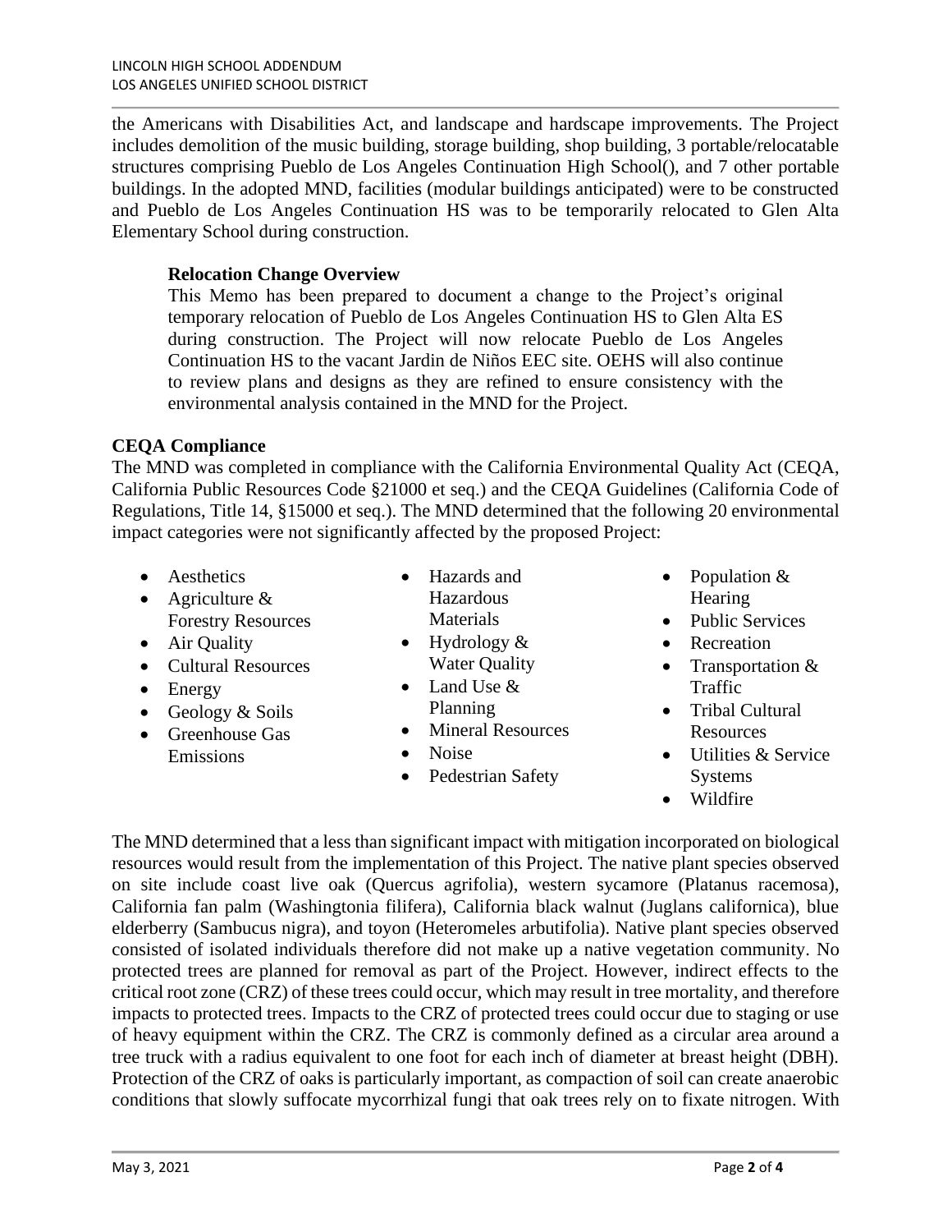the Americans with Disabilities Act, and landscape and hardscape improvements. The Project includes demolition of the music building, storage building, shop building, 3 portable/relocatable structures comprising Pueblo de Los Angeles Continuation High School(), and 7 other portable buildings. In the adopted MND, facilities (modular buildings anticipated) were to be constructed and Pueblo de Los Angeles Continuation HS was to be temporarily relocated to Glen Alta Elementary School during construction.

**Relocation Change Overview**

This Memo has been prepared to document a change to the Project's original temporary relocation of Pueblo de Los Angeles Continuation HS to Glen Alta ES during construction. The Project will now relocate Pueblo de Los Angeles Continuation HS to the vacant Jardin de Niños EEC site. OEHS will also continue to review plans and designs as they are refined to ensure consistency with the environmental analysis contained in the MND for the Project.

**CEQA Compliance**

The MND was completed in compliance with the California Environmental Quality Act (CEQA, California Public Resources Code §21000 et seq.) and the CEQA Guidelines (California Code of Regulations, Title 14, §15000 et seq.). The MND determined that the following 20 environmental impact categories were not significantly affected by the proposed Project:

- Aesthetics
- Agriculture & Forestry Resources
- Air Quality
- Cultural Resources
- Energy
- Geology & Soils
- Greenhouse Gas Emissions
- Hazards and Hazardous Materials
- Hydrology & Water Quality
- Land Use & Planning
- Mineral Resources
- Noise
- Pedestrian Safety
- Population & Hearing
- Public Services
- Recreation
- Transportation & Traffic
- Tribal Cultural Resources
- Utilities & Service Systems
- Wildfire

The MND determined that a less than significant impact with mitigation incorporated on biological resources would result from the implementation of this Project. The native plant species observed on site include coast live oak (Quercus agrifolia), western sycamore (Platanus racemosa), California fan palm (Washingtonia filifera), California black walnut (Juglans californica), blue elderberry (Sambucus nigra), and toyon (Heteromeles arbutifolia). Native plant species observed consisted of isolated individuals therefore did not make up a native vegetation community. No protected trees are planned for removal as part of the Project. However, indirect effects to the critical root zone (CRZ) of these trees could occur, which may result in tree mortality, and therefore impacts to protected trees. Impacts to the CRZ of protected trees could occur due to staging or use of heavy equipment within the CRZ. The CRZ is commonly defined as a circular area around a tree truck with a radius equivalent to one foot for each inch of diameter at breast height (DBH). Protection of the CRZ of oaks is particularly important, as compaction of soil can create anaerobic conditions that slowly suffocate mycorrhizal fungi that oak trees rely on to fixate nitrogen. With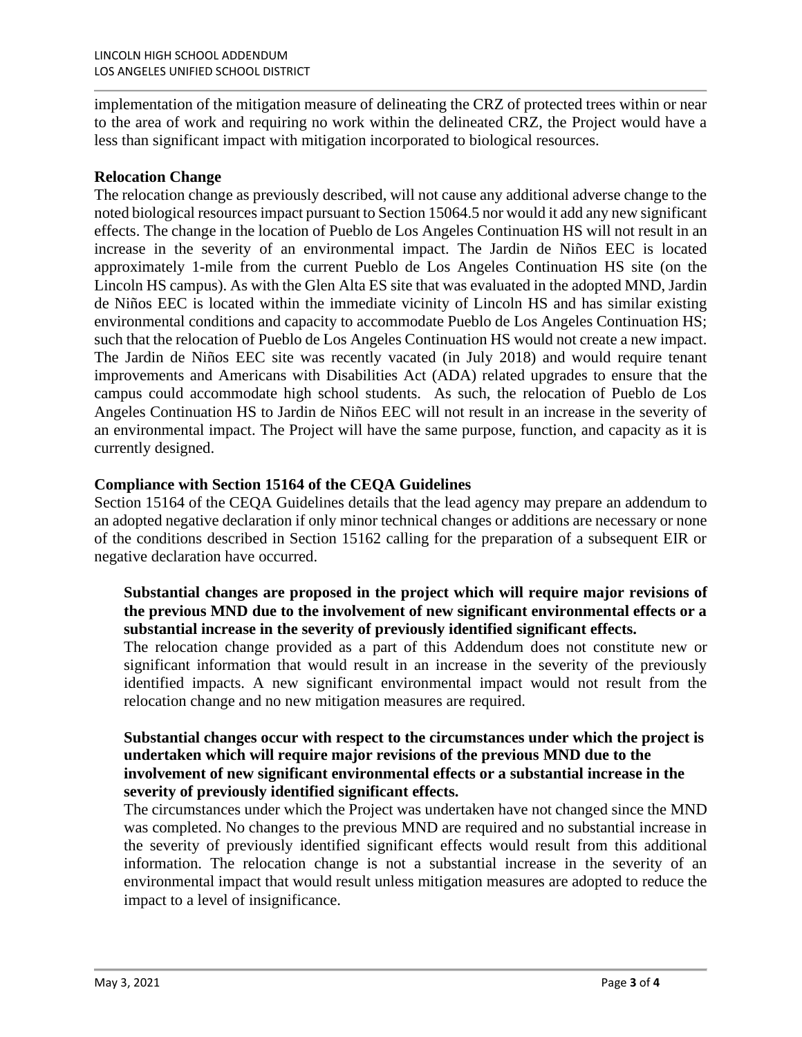implementation of the mitigation measure of delineating the CRZ of protected trees within or near to the area of work and requiring no work within the delineated CRZ, the Project would have a less than significant impact with mitigation incorporated to biological resources.

**Relocation Change**

The relocation change as previously described, will not cause any additional adverse change to the noted biological resources impact pursuant to Section 15064.5 nor would it add any new significant effects. The change in the location of Pueblo de Los Angeles Continuation HS will not result in an increase in the severity of an environmental impact. The Jardin de Niños EEC is located approximately 1-mile from the current Pueblo de Los Angeles Continuation HS site (on the Lincoln HS campus). As with the Glen Alta ES site that was evaluated in the adopted MND, Jardin de Niños EEC is located within the immediate vicinity of Lincoln HS and has similar existing environmental conditions and capacity to accommodate Pueblo de Los Angeles Continuation HS; such that the relocation of Pueblo de Los Angeles Continuation HS would not create a new impact. The Jardin de Niños EEC site was recently vacated (in July 2018) and would require tenant improvements and Americans with Disabilities Act (ADA) related upgrades to ensure that the campus could accommodate high school students. As such, the relocation of Pueblo de Los Angeles Continuation HS to Jardin de Niños EEC will not result in an increase in the severity of an environmental impact. The Project will have the same purpose, function, and capacity as it is currently designed.

**Compliance with Section 15164 of the CEQA Guidelines**

Section 15164 of the CEQA Guidelines details that the lead agency may prepare an addendum to an adopted negative declaration if only minor technical changes or additions are necessary or none of the conditions described in Section 15162 calling for the preparation of a subsequent EIR or negative declaration have occurred.

**Substantial changes are proposed in the project which will require major revisions of the previous MND due to the involvement of new significant environmental effects or a substantial increase in the severity of previously identified significant effects.**

The relocation change provided as a part of this Addendum does not constitute new or significant information that would result in an increase in the severity of the previously identified impacts. A new significant environmental impact would not result from the relocation change and no new mitigation measures are required.

**Substantial changes occur with respect to the circumstances under which the project is undertaken which will require major revisions of the previous MND due to the involvement of new significant environmental effects or a substantial increase in the severity of previously identified significant effects.**

The circumstances under which the Project was undertaken have not changed since the MND was completed. No changes to the previous MND are required and no substantial increase in the severity of previously identified significant effects would result from this additional information. The relocation change is not a substantial increase in the severity of an environmental impact that would result unless mitigation measures are adopted to reduce the impact to a level of insignificance.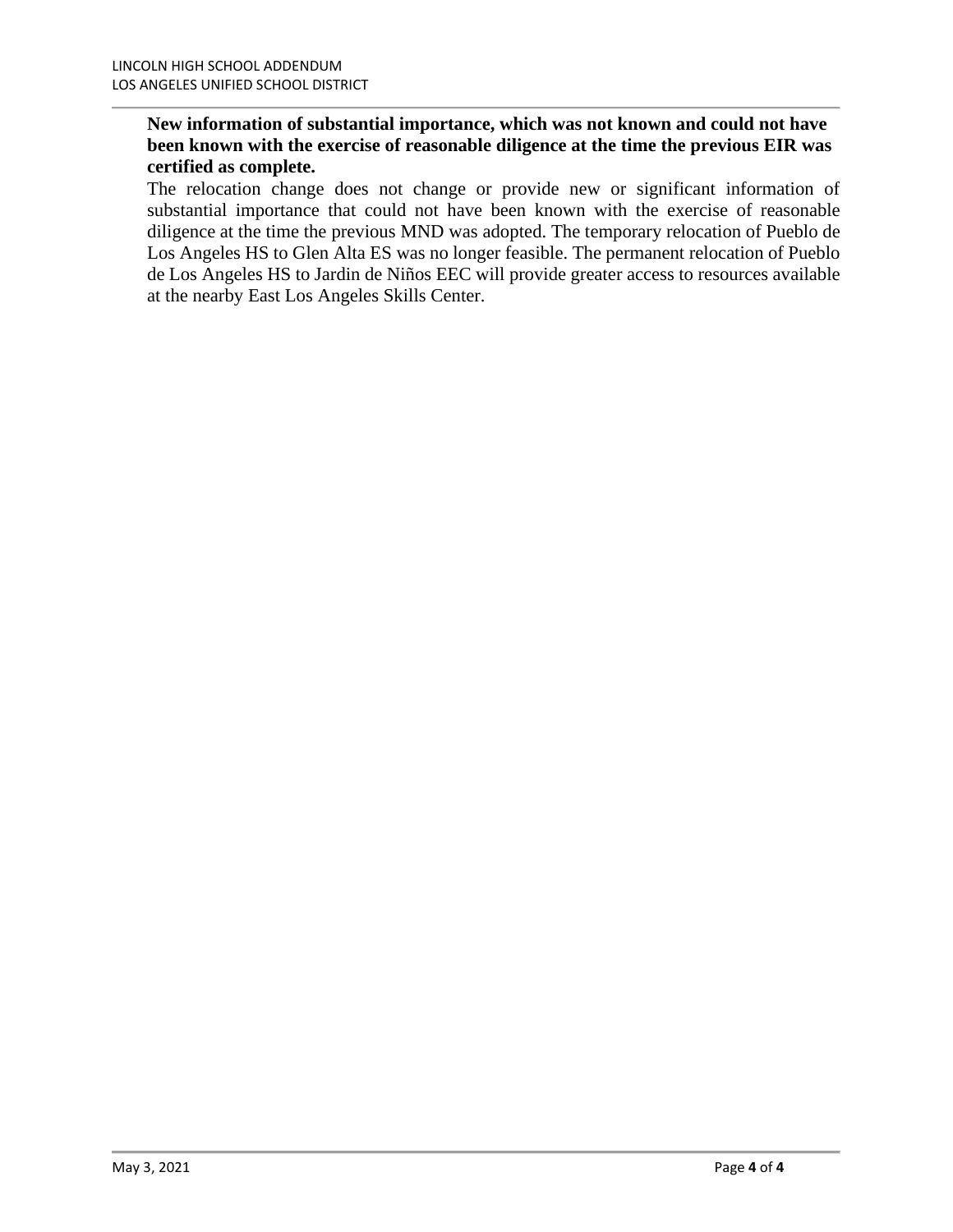**New information of substantial importance, which was not known and could not have been known with the exercise of reasonable diligence at the time the previous EIR was certified as complete.**

The relocation change does not change or provide new or significant information of substantial importance that could not have been known with the exercise of reasonable diligence at the time the previous MND was adopted. The temporary relocation of Pueblo de Los Angeles HS to Glen Alta ES was no longer feasible. The permanent relocation of Pueblo de Los Angeles HS to Jardin de Niños EEC will provide greater access to resources available at the nearby East Los Angeles Skills Center.